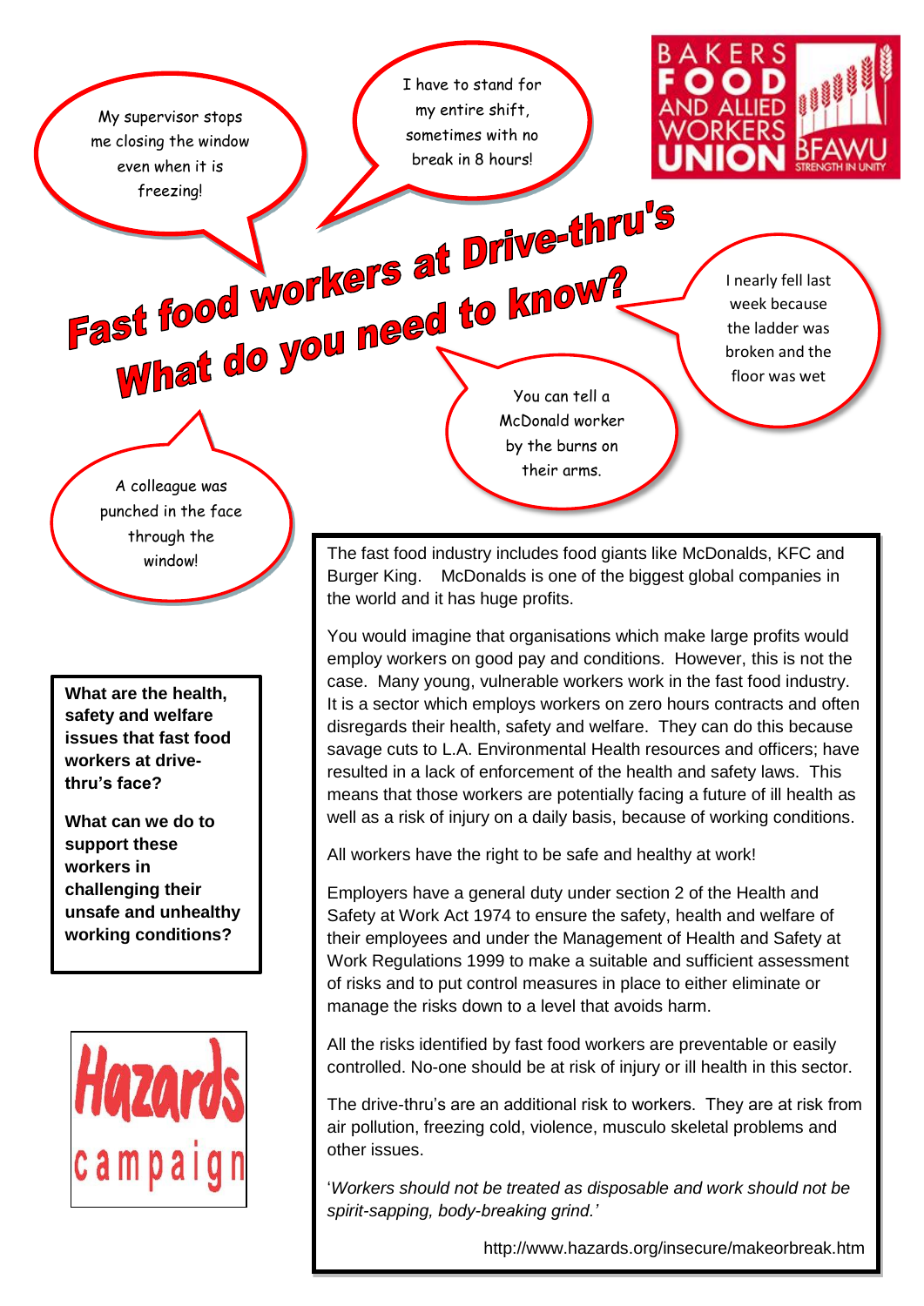BAKERS FOOD AND ALLIED WORKERS UNION BFAWU STRENGTH IN UNITY

# Fast food workers at Drive-thru's What do you need to know?

My supervisor stops me closing the window even when it is freezing!

I have to stand for my entire shift, sometimes with no break in 8 hours!

I nearly fell last week because the ladder was broken and the floor was wet

You can tell a McDonald worker by the burns on their arms.

A colleague was punched in the face through the window!

**What are the health, safety and welfare issues that fast food workers at drive-thru's face?**

**What can we do to support these workers in challenging their unsafe and unhealthy working conditions?**

Hazards campaign

The fast food industry includes food giants like McDonalds, KFC and Burger King. McDonalds is one of the biggest global companies in the world and it has huge profits.

You would imagine that organisations which make large profits would employ workers on good pay and conditions. However, this is not the case. Many young, vulnerable workers work in the fast food industry. It is a sector which employs workers on zero hours contracts and often disregards their health, safety and welfare. They can do this because savage cuts to L.A. Environmental Health resources and officers; have resulted in a lack of enforcement of the health and safety laws. This means that those workers are potentially facing a future of ill health as well as a risk of injury on a daily basis, because of working conditions.

All workers have the right to be safe and healthy at work!

Employers have a general duty under section 2 of the Health and Safety at Work Act 1974 to ensure the safety, health and welfare of their employees and under the Management of Health and Safety at Work Regulations 1999 to make a suitable and sufficient assessment of risks and to put control measures in place to either eliminate or manage the risks down to a level that avoids harm.

All the risks identified by fast food workers are preventable or easily controlled. No-one should be at risk of injury or ill health in this sector.

The drive-thru's are an additional risk to workers. They are at risk from air pollution, freezing cold, violence, musculo skeletal problems and other issues.

'*Workers should not be treated as disposable and work should not be spirit-sapping, body-breaking grind.'*

http://www.hazards.org/insecure/makeorbreak.htm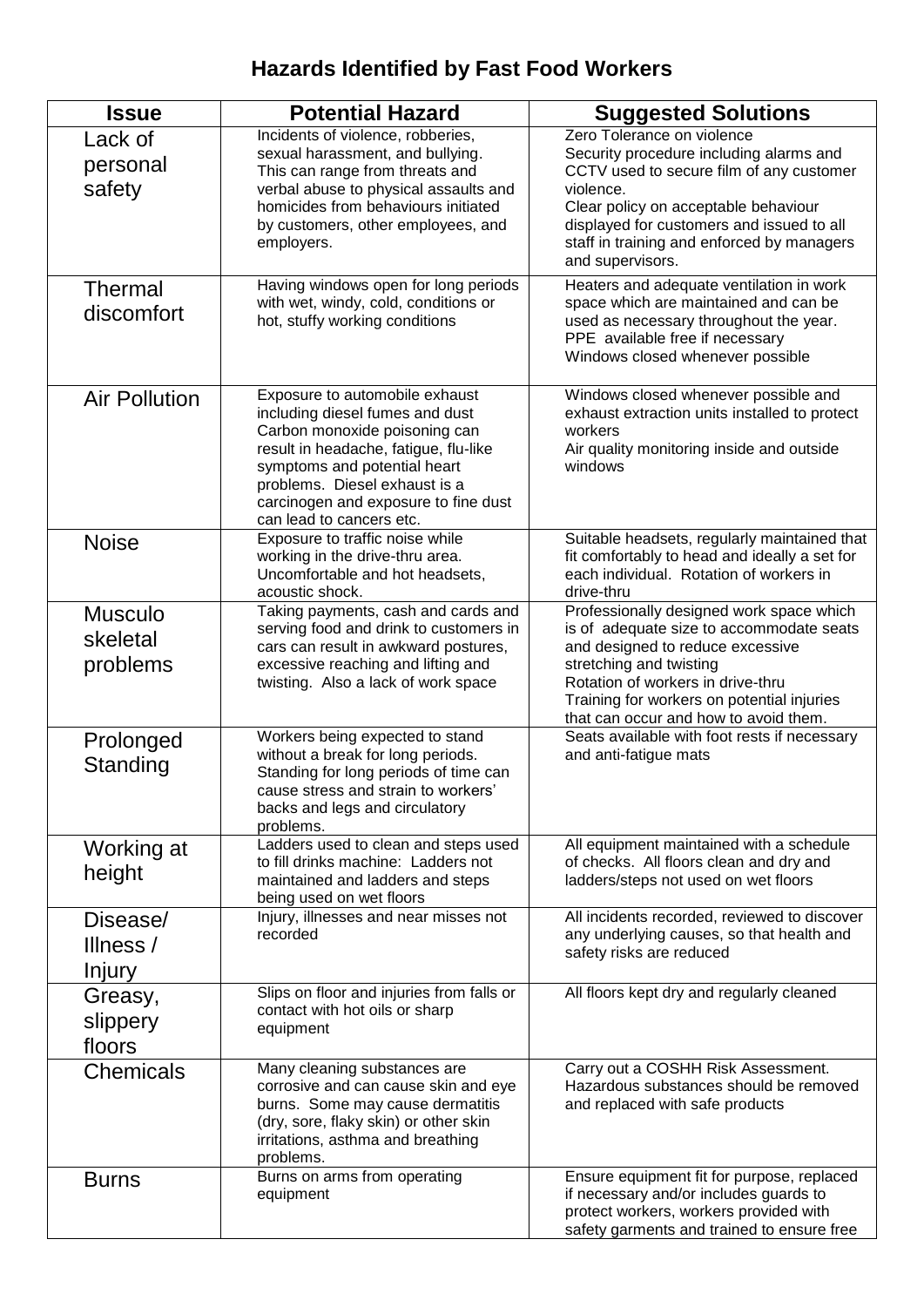## Hazards Identified by Fast Food Workers

| Issue | Potential Hazard | Suggested Solutions |
|---|---|---|
| Lack of personal safety | Incidents of violence, robberies, sexual harassment, and bullying. This can range from threats and verbal abuse to physical assaults and homicides from behaviours initiated by customers, other employees, and employers. | Zero Tolerance on violence<br>Security procedure including alarms and CCTV used to secure film of any customer violence.<br>Clear policy on acceptable behaviour displayed for customers and issued to all staff in training and enforced by managers and supervisors. |
| Thermal discomfort | Having windows open for long periods with wet, windy, cold, conditions or hot, stuffy working conditions | Heaters and adequate ventilation in work space which are maintained and can be used as necessary throughout the year.<br>PPE available free if necessary<br>Windows closed whenever possible |
| Air Pollution | Exposure to automobile exhaust including diesel fumes and dust Carbon monoxide poisoning can result in headache, fatigue, flu-like symptoms and potential heart problems. Diesel exhaust is a carcinogen and exposure to fine dust can lead to cancers etc. | Windows closed whenever possible and exhaust extraction units installed to protect workers<br>Air quality monitoring inside and outside windows |
| Noise | Exposure to traffic noise while working in the drive-thru area. Uncomfortable and hot headsets, acoustic shock. | Suitable headsets, regularly maintained that fit comfortably to head and ideally a set for each individual. Rotation of workers in drive-thru |
| Musculo skeletal problems | Taking payments, cash and cards and serving food and drink to customers in cars can result in awkward postures, excessive reaching and lifting and twisting. Also a lack of work space | Professionally designed work space which is of adequate size to accommodate seats and designed to reduce excessive stretching and twisting<br>Rotation of workers in drive-thru<br>Training for workers on potential injuries that can occur and how to avoid them. |
| Prolonged Standing | Workers being expected to stand without a break for long periods. Standing for long periods of time can cause stress and strain to workers' backs and legs and circulatory problems. | Seats available with foot rests if necessary and anti-fatigue mats |
| Working at height | Ladders used to clean and steps used to fill drinks machine: Ladders not maintained and ladders and steps being used on wet floors | All equipment maintained with a schedule of checks. All floors clean and dry and ladders/steps not used on wet floors |
| Disease/ Illness / Injury | Injury, illnesses and near misses not recorded | All incidents recorded, reviewed to discover any underlying causes, so that health and safety risks are reduced |
| Greasy, slippery floors | Slips on floor and injuries from falls or contact with hot oils or sharp equipment | All floors kept dry and regularly cleaned |
| Chemicals | Many cleaning substances are corrosive and can cause skin and eye burns. Some may cause dermatitis (dry, sore, flaky skin) or other skin irritations, asthma and breathing problems. | Carry out a COSHH Risk Assessment. Hazardous substances should be removed and replaced with safe products |
| Burns | Burns on arms from operating equipment | Ensure equipment fit for purpose, replaced if necessary and/or includes guards to protect workers, workers provided with safety garments and trained to ensure free |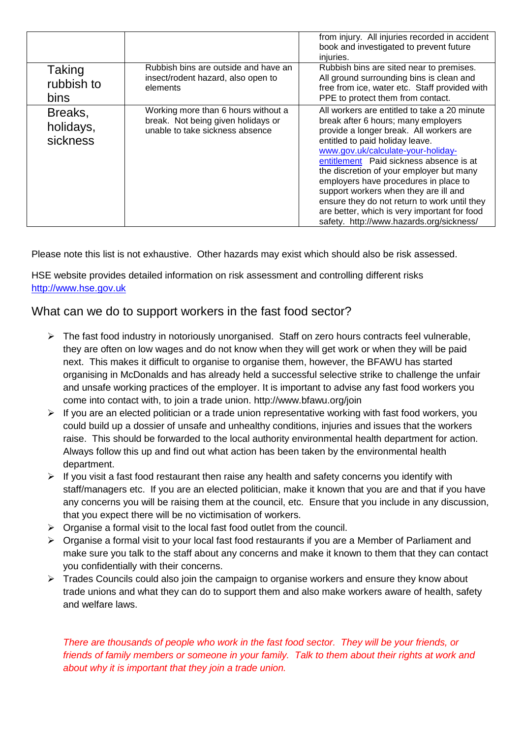| | | |
|---|---|---|
| | | from injury. All injuries recorded in accident book and investigated to prevent future injuries. |
| Taking rubbish to bins | Rubbish bins are outside and have an insect/rodent hazard, also open to elements | Rubbish bins are sited near to premises. All ground surrounding bins is clean and free from ice, water etc. Staff provided with PPE to protect them from contact. |
| Breaks, holidays, sickness | Working more than 6 hours without a break. Not being given holidays or unable to take sickness absence | All workers are entitled to take a 20 minute break after 6 hours; many employers provide a longer break. All workers are entitled to paid holiday leave. www.gov.uk/calculate-your-holiday-entitlement Paid sickness absence is at the discretion of your employer but many employers have procedures in place to support workers when they are ill and ensure they do not return to work until they are better, which is very important for food safety. http://www.hazards.org/sickness/ |

Please note this list is not exhaustive. Other hazards may exist which should also be risk assessed.

HSE website provides detailed information on risk assessment and controlling different risks http://www.hse.gov.uk

## What can we do to support workers in the fast food sector?

- The fast food industry in notoriously unorganised. Staff on zero hours contracts feel vulnerable, they are often on low wages and do not know when they will get work or when they will be paid next. This makes it difficult to organise to organise them, however, the BFAWU has started organising in McDonalds and has already held a successful selective strike to challenge the unfair and unsafe working practices of the employer. It is important to advise any fast food workers you come into contact with, to join a trade union. http://www.bfawu.org/join
- If you are an elected politician or a trade union representative working with fast food workers, you could build up a dossier of unsafe and unhealthy conditions, injuries and issues that the workers raise. This should be forwarded to the local authority environmental health department for action. Always follow this up and find out what action has been taken by the environmental health department.
- If you visit a fast food restaurant then raise any health and safety concerns you identify with staff/managers etc. If you are an elected politician, make it known that you are and that if you have any concerns you will be raising them at the council, etc. Ensure that you include in any discussion, that you expect there will be no victimisation of workers.
- Organise a formal visit to the local fast food outlet from the council.
- Organise a formal visit to your local fast food restaurants if you are a Member of Parliament and make sure you talk to the staff about any concerns and make it known to them that they can contact you confidentially with their concerns.
- Trades Councils could also join the campaign to organise workers and ensure they know about trade unions and what they can do to support them and also make workers aware of health, safety and welfare laws.

*There are thousands of people who work in the fast food sector. They will be your friends, or friends of family members or someone in your family. Talk to them about their rights at work and about why it is important that they join a trade union.*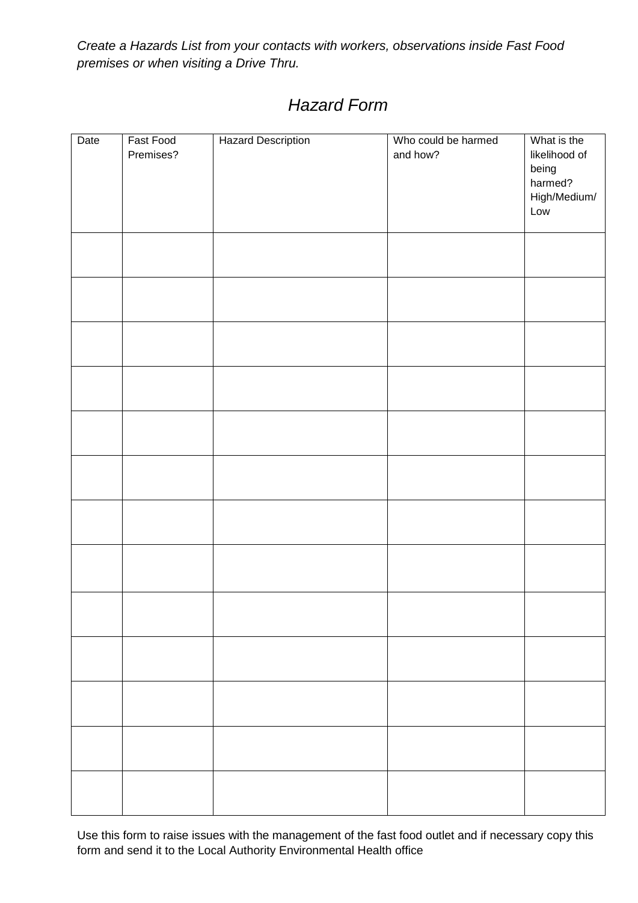*Create a Hazards List from your contacts with workers, observations inside Fast Food premises or when visiting a Drive Thru.*

# *Hazard Form*

| Date | Fast Food Premises? | Hazard Description | Who could be harmed and how? | What is the likelihood of being harmed? High/Medium/ Low |
|---|---|---|---|---|
| | | | | |
| | | | | |
| | | | | |
| | | | | |
| | | | | |
| | | | | |
| | | | | |
| | | | | |
| | | | | |
| | | | | |
| | | | | |
| | | | | |
| | | | | |

Use this form to raise issues with the management of the fast food outlet and if necessary copy this form and send it to the Local Authority Environmental Health office